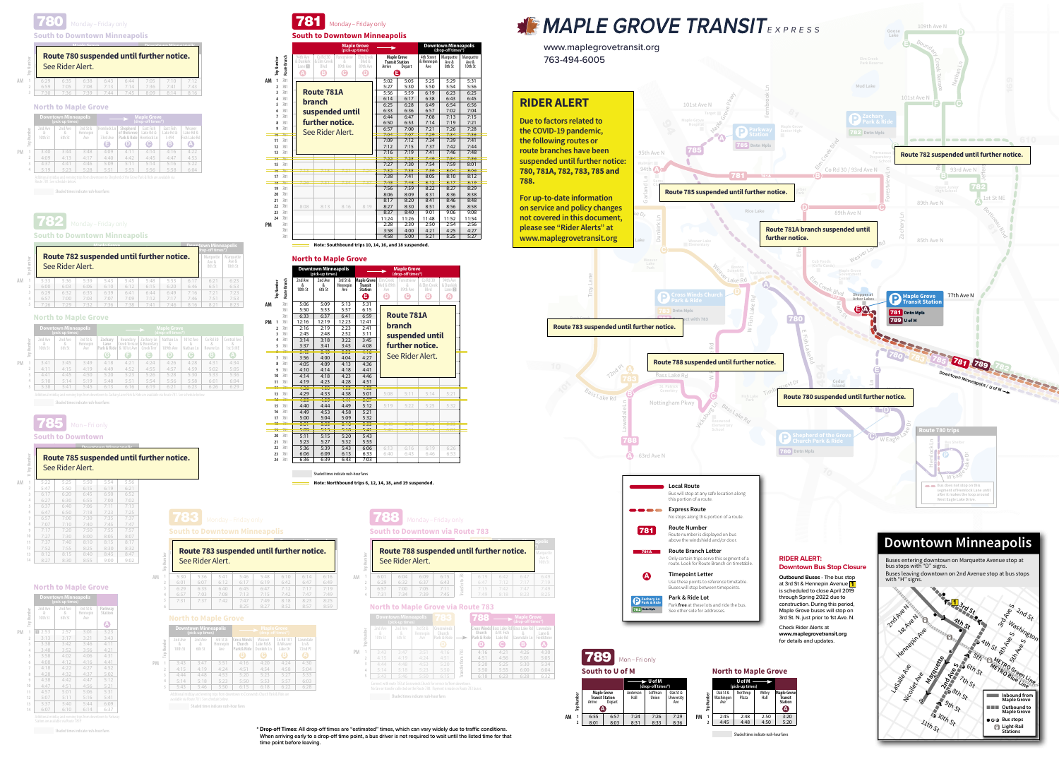# MAPLE GROVE TRANSIT EXPRESS

www.maplegrovetransit.org
763-494-6005

## RIDER ALERT

Due to factors related to the COVID-19 pandemic, the following routes or route branches have been suspended until further notice: 780, 781A, 782, 783, 785 and 788.

For up-to-date information on service and policy changes not covered in this document, please see "Rider Alerts" at www.maplegrovetransit.org

---

## 780 Monday – Friday only

### South to Downtown Minneapolis

**Route 780 suspended until further notice.**
See Rider Alert.

### North to Maple Grove

---

## 781 Monday – Friday only

### South to Downtown Minneapolis

**Route 781A branch suspended until further notice.**
See Rider Alert.

| | Trip Number | Route Branch | Maple Grove (pick-up times): 109th Ave & Dunkirk Lane (A) | Co Rd 30 & Elm Creek Blvd (B) | Fernbrook Ln & 89th Ave (C) | Elm Creek Blvd & 89th Ave (D) | Maple Grove Transit Station (E) Arrive | Depart | Downtown Minneapolis (drop-off times*): 4th Street & Hennepin Ave | Marquette Ave & 8th St | Marquette Ave & 10th St |
|---|---|---|---|---|---|---|---|---|---|---|---|
| AM | 1 | 781 | | | | | 5:02 | 5:05 | 5:25 | 5:29 | 5:31 |
| | 2 | 781 | | | | | 5:27 | 5:30 | 5:50 | 5:54 | 5:56 |
| | 3 | 781 | | | | | 5:56 | 5:59 | 6:19 | 6:23 | 6:25 |
| | 4 | 781 | | | | | 6:14 | 6:17 | 6:38 | 6:43 | 6:45 |
| | 5 | 781 | | | | | 6:25 | 6:28 | 6:49 | 6:54 | 6:56 |
| | 6 | 781 | | | | | 6:33 | 6:36 | 6:57 | 7:02 | 7:04 |
| | 7 | 781 | | | | | 6:44 | 6:47 | 7:08 | 7:13 | 7:15 |
| | 8 | 781 | | | | | 6:50 | 6:53 | 7:14 | 7:19 | 7:21 |
| | 9 | 781 | | | | | 6:57 | 7:00 | 7:21 | 7:26 | 7:28 |
| | 10 | 781 | | | | | ~~7:04~~ | ~~7:07~~ | ~~7:29~~ | ~~7:34~~ | ~~7:36~~ |
| | 11 | 781 | | | | | 7:09 | 7:12 | 7:34 | 7:39 | 7:41 |
| | 12 | 781 | | | | | 7:12 | 7:15 | 7:37 | 7:42 | 7:44 |
| | 13 | 781 | | | | | 7:16 | 7:19 | 7:41 | 7:46 | 7:48 |
| | 14 | 781 | | | | | ~~7:22~~ | ~~7:25~~ | ~~7:47~~ | ~~7:52~~ | ~~7:54~~ |
| | 15 | 781 | | | | | 7:27 | 7:30 | 7:54 | 7:59 | 8:01 |
| | 16 | 781 | ~~7:13~~ | ~~7:16~~ | ~~7:19~~ | ~~7:22~~ | ~~7:32~~ | ~~7:33~~ | ~~7:55~~ | ~~8:04~~ | ~~8:06~~ |
| | 17 | 781 | | | | | 7:38 | 7:41 | 8:05 | 8:10 | 8:12 |
| | 18 | 781 | ~~7:28~~ | ~~7:31~~ | ~~7:31~~ | ~~7:37~~ | ~~7:45~~ | ~~7:48~~ | ~~8:12~~ | ~~8:17~~ | ~~8:19~~ |
| | 19 | 781 | | | | | 7:56 | 7:59 | 8:22 | 8:27 | 8:29 |
| | 20 | 781 | | | | | 8:06 | 8:09 | 8:31 | 8:36 | 8:38 |
| | 21 | 781 | | | | | 8:17 | 8:20 | 8:41 | 8:46 | 8:48 |
| | 22 | 781 | 8:08 | 8:13 | 8:16 | 8:19 | 8:27 | 8:30 | 8:51 | 8:56 | 8:58 |
| | 23 | 781 | | | | | 8:37 | 8:40 | 9:01 | 9:06 | 9:08 |
| | 24 | 781 | | | | | 11:24 | 11:26 | 11:48 | 11:52 | 11:54 |
| PM | 1 | 781 | | | | | 2:28 | 2:30 | 2:50 | 2:54 | 2:56 |
| | 2 | 781 | | | | | 3:58 | 4:00 | 4:21 | 4:25 | 4:27 |
| | 3 | 781 | | | | | 4:58 | 5:00 | 5:21 | 5:25 | 5:27 |

**Note: Southbound trips 10, 14, 16, and 18 suspended.**

### North to Maple Grove

**Route 781A branch suspended until further notice.**
See Rider Alert.

| | Trip Number | Route Branch | Downtown Minneapolis (pick-up times): 2nd Ave & 10th St | 2nd Ave & 6th St | 3rd St & Hennepin Ave | Maple Grove Transit Station (E) | Maple Grove (drop-off times*): Elm Creek Blvd & 89th Ave (D) | Fernbrook Ln & 89th Ave (C) | Co Rd 30 & Elm Creek Blvd (B) | 109th Ave & Dunkirk Lane (A) |
|---|---|---|---|---|---|---|---|---|---|---|
| AM | 1 | 781 | 5:06 | 5:09 | 5:13 | 5:31 | | | | |
| | 2 | 781 | 5:50 | 5:53 | 5:57 | 6:15 | | | | |
| | 3 | 781 | 6:33 | 6:37 | 6:41 | 6:59 | | | | |
| PM | 1 | 781 | 12:16 | 12:19 | 12:23 | 12:41 | | | | |
| | 2 | 781 | 2:16 | 2:19 | 2:23 | 2:41 | | | | |
| | 3 | 781 | 2:45 | 2:48 | 2:52 | 3:11 | | | | |
| | 4 | 781 | 3:14 | 3:18 | 3:22 | 3:45 | | | | |
| | 5 | 781 | 3:37 | 3:41 | 3:45 | 4:08 | | | | |
| | 6 | 781 | ~~3:45~~ | ~~3:49~~ | ~~3:53~~ | ~~4:16~~ | | | | |
| | 7 | 781 | 3:56 | 4:00 | 4:04 | 4:27 | | | | |
| | 8 | 781 | 4:05 | 4:09 | 4:13 | 4:36 | | | | |
| | 9 | 781 | 4:10 | 4:14 | 4:18 | 4:41 | | | | |
| | 10 | 781 | 4:14 | 4:18 | 4:23 | 4:46 | | | | |
| | 11 | 781 | 4:19 | 4:23 | 4:28 | 4:51 | | | | |
| | 12 | 781 | ~~4:26~~ | ~~4:30~~ | ~~4:35~~ | ~~4:58~~ | ~~5:08~~ | ~~5:11~~ | ~~5:14~~ | ~~5:21~~ |
| | 13 | 781 | 4:29 | 4:33 | 4:38 | 5:01 | | | | |
| | 14 | 781 | ~~4:33~~ | ~~4:38~~ | ~~4:41~~ | ~~5:07~~ | | | | |
| | 15 | 781 | 4:40 | 4:44 | 4:49 | 5:12 | 5:19 | 5:22 | 5:25 | 5:32 |
| | 16 | 781 | 4:49 | 4:53 | 4:58 | 5:21 | | | | |
| | 17 | 781 | 5:00 | 5:04 | 5:09 | 5:32 | | | | |
| | 18 | 781 | ~~5:01~~ | ~~5:06~~ | ~~5:10~~ | ~~5:33~~ | | | | |
| | 19 | 781 | ~~5:09~~ | ~~5:13~~ | ~~5:18~~ | ~~5:41~~ | | | | |
| | 20 | 781 | 5:11 | 5:15 | 5:20 | 5:43 | | | | |
| | 21 | 781 | 5:23 | 5:27 | 5:32 | 5:55 | | | | |
| | 22 | 781 | 5:36 | 5:39 | 5:43 | 6:06 | 6:13 | 6:16 | 6:19 | 6:26 |
| | 23 | 781 | 6:06 | 6:09 | 6:13 | 6:33 | 6:40 | 6:43 | 6:46 | 6:53 |
| | 24 | 781 | 6:36 | 6:39 | 6:43 | 7:03 | | | | |

Shaded times indicate rush-hour fares

**Note: Northbound trips 6, 12, 14, 18, and 19 suspended.**

---

## 782 Monday – Friday only

### South to Downtown Minneapolis

**Route 782 suspended until further notice.**
See Rider Alert.

### North to Maple Grove

---

## 785 Mon – Fri only

### South to Downtown

**Route 785 suspended until further notice.**
See Rider Alert.

---

## 783 Monday – Friday only

### South to Downtown Minneapolis

**Route 783 suspended until further notice.**
See Rider Alert.

### North to Maple Grove

---

## 788 Monday – Friday only

### South to Downtown Minneapolis via Route 783

**Route 788 suspended until further notice.**
See Rider Alert.

### North to Maple Grove via Route 783

---

## 789 Mon – Fri only

### South to U of M

| | Trip Number | Maple Grove Transit Station Arrive | Depart | U of M (drop-off times*): Anderson Hall | Coffman Union | Oak St & University Ave |
|---|---|---|---|---|---|---|
| AM | 1 | 6:55 | 6:57 | 7:24 | 7:26 | 7:29 |
| | 2 | 8:01 | 8:03 | 8:31 | 8:33 | 8:36 |

### North to Maple Grove

| | Trip Number | U of M (pick-up times): Oak St & Washington Ave | Northrop Plaza | Willey Hall | Maple Grove Transit Station (A) |
|---|---|---|---|---|---|
| PM | 1 | 2:45 | 2:48 | 2:50 | 3:20 |
| | 2 | 4:45 | 4:48 | 4:50 | 5:20 |

Shaded times indicate rush-hour fares

\* **Drop-off Times:** All drop-off times are "estimated" times, which can vary widely due to traffic conditions. When arriving early to a drop-off time point, a bus driver is not required to wait until the listed time for that time point before leaving.

---

## Map

Route 782 suspended until further notice.
Route 785 suspended until further notice.
Route 781A branch suspended until further notice.
Route 783 suspended until further notice.
Route 788 suspended until further notice.
Route 780 suspended until further notice.

Maple Grove Transit Station — 781 Dntn Mpls, 789 U of M

### Legend

- **Local Route** — Bus will stop at any safe location along this portion of a route.
- **Express Route** — No stops along this portion of a route.
- **Route Number** — Route number is displayed on bus above the windshield and/or door.
- **Route Branch Letter** — Only certain trips serve this segment of a route. Look for Route Branch on timetable.
- **Timepoint Letter** — Use these points to reference timetable. Buses will stop between timepoints.
- **Park & Ride Lot** — Park **free** at these lots and ride the bus. See other side for addresses.

### RIDER ALERT: Downtown Bus Stop Closure

**Outbound Buses** - The bus stop at 3rd St & Hennepin Avenue is scheduled to close April 2019 through Spring 2022 due to construction. During this period, Maple Grove buses will stop on 3rd St. N. just prior to 1st Ave. N.

Check Rider Alerts at **www.maplegrovetransit.org** for details and updates.

## Downtown Minneapolis

Buses entering downtown on Marquette Avenue stop at bus stops with "D" signs.
Buses leaving downtown on 2nd Avenue stop at bus stops with "H" signs.

- Inbound from Maple Grove
- Outbound to Maple Grove
- Bus stops
- Light-Rail Stations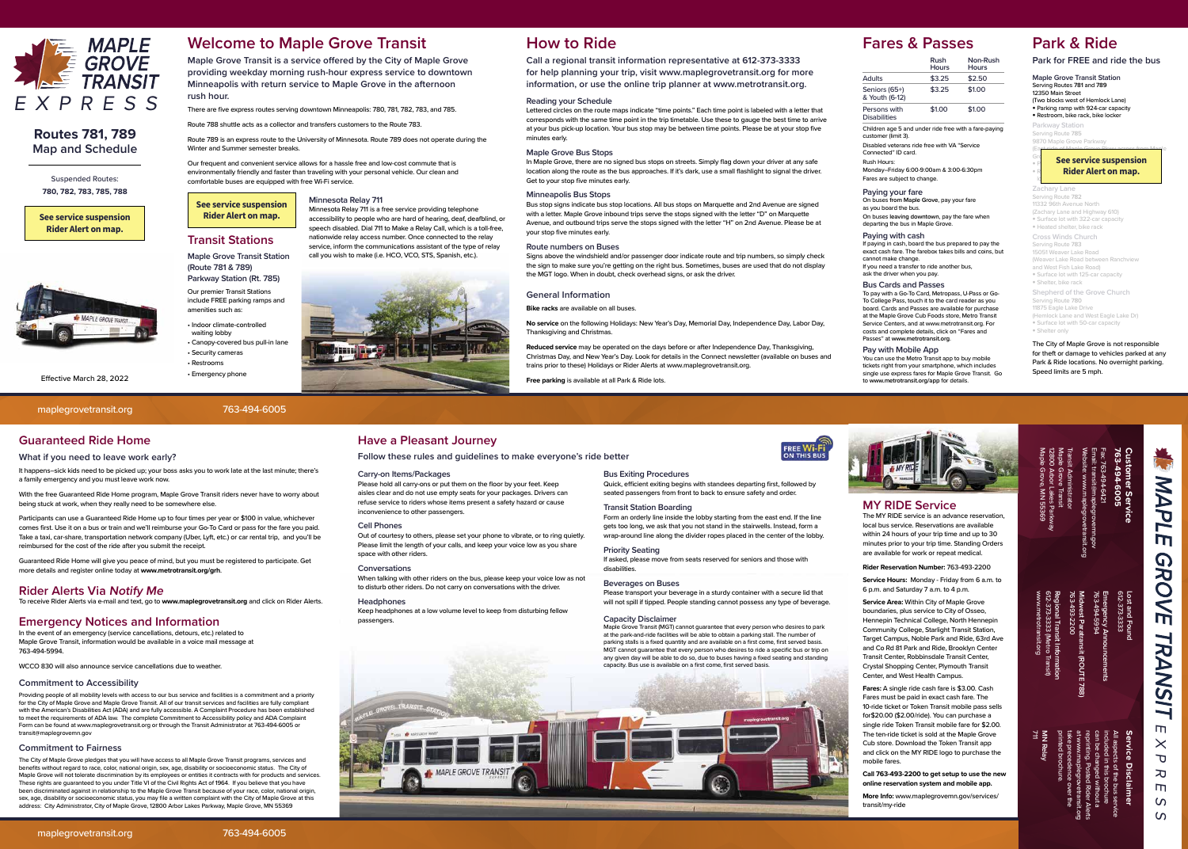# MAPLE GROVE TRANSIT EXPRESS

## Routes 781, 789
Map and Schedule

Suspended Routes:
**780, 782, 783, 785, 788**

**See service suspension Rider Alert on map.**

Effective March 28, 2022

## Welcome to Maple Grove Transit

**Maple Grove Transit is a service offered by the City of Maple Grove providing weekday morning rush-hour express service to downtown Minneapolis with return service to Maple Grove in the afternoon rush hour.**

There are five express routes serving downtown Minneapolis: 780, 781, 782, 783, and 785.

Route 788 shuttle acts as a collector and transfers customers to the Route 783.

Route 789 is an express route to the University of Minnesota. Route 789 does not operate during the Winter and Summer semester breaks.

Our frequent and convenient service allows for a hassle free and low-cost commute that is environmentally friendly and faster than traveling with your personal vehicle. Our clean and comfortable buses are equipped with free Wi-Fi service.

**See service suspension Rider Alert on map.**

### Transit Stations

**Maple Grove Transit Station (Route 781 & 789)**
**Parkway Station (Rt. 785)**

Our premier Transit Stations include FREE parking ramps and amenities such as:

- Indoor climate-controlled waiting lobby
- Canopy-covered bus pull-in lane
- Security cameras
- Restrooms
- Emergency phone

### Minnesota Relay 711

Minnesota Relay 711 is a free service providing telephone accessibility to people who are hard of hearing, deaf, deafblind, or speech disabled. Dial 711 to Make a Relay Call, which is a toll-free, nationwide relay access number. Once connected to the relay service, inform the communications assistant of the type of relay call you wish to make (i.e. HCO, VCO, STS, Spanish, etc.).

## How to Ride

**Call a regional transit information representative at 612-373-3333 for help planning your trip, visit www.maplegrovetransit.org for more information, or use the online trip planner at www.metrotransit.org.**

### Reading your Schedule

Lettered circles on the route maps indicate "time points." Each time point is labeled with a letter that corresponds with the same time point in the trip timetable. Use these to gauge the best time to arrive at your bus pick-up location. Your bus stop may be between time points. Please be at your stop five minutes early.

### Maple Grove Bus Stops

In Maple Grove, there are no signed bus stops on streets. Simply flag down your driver at any safe location along the route as the bus approaches. If it's dark, use a small flashlight to signal the driver. Get to your stop five minutes early.

### Minneapolis Bus Stops

Bus stop signs indicate bus stop locations. All bus stops on Marquette and 2nd Avenue are signed with a letter. Maple Grove inbound trips serve the stops signed with the letter "D" on Marquette Avenue, and outbound trips serve the stops signed with the letter "H" on 2nd Avenue. Please be at your stop five minutes early.

### Route numbers on Buses

Signs above the windshield and/or passenger door indicate route and trip numbers, so simply check the sign to make sure you're getting on the right bus. Sometimes, buses are used that do not display the MGT logo. When in doubt, check overhead signs, or ask the driver.

### General Information

**Bike racks** are available on all buses.

**No service** on the following Holidays: New Year's Day, Memorial Day, Independence Day, Labor Day, Thanksgiving and Christmas.

**Reduced service** may be operated on the days before or after Independence Day, Thanksgiving, Christmas Day, and New Year's Day. Look for details in the Connect newsletter (available on buses and trains prior to these) Holidays or Rider Alerts at www.maplegrovetransit.org.

**Free parking** is available at all Park & Ride lots.

## Fares & Passes

| | Rush Hours | Non-Rush Hours |
|---|---|---|
| Adults | $3.25 | $2.50 |
| Seniors (65+) & Youth (6-12) | $3.25 | $1.00 |
| Persons with Disabilities | $1.00 | $1.00 |

Children age 5 and under ride free with a fare-paying customer (limit 3).

Disabled veterans ride free with VA "Service Connected" ID card.

Rush Hours:
Monday–Friday 6:00-9:00am & 3:00-6:30pm
Fares are subject to change.

### Paying your fare

On buses **from Maple Grove**, pay your fare as you board the bus.

On buses **leaving downtown**, pay the fare when departing the bus in Maple Grove.

### Paying with cash

If paying in cash, board the bus prepared to pay the exact cash fare. The farebox takes bills and coins, but cannot make change.

If you need a transfer to ride another bus, ask the driver when you pay.

### Bus Cards and Passes

To pay with a Go-To Card, Metropass, U-Pass or Go-To College Pass, touch it to the card reader as you board. Cards and Passes are available for purchase at the Maple Grove Cub Foods store, Metro Transit Service Centers, and at www.metrotransit.org. For costs and complete details, click on "Fares and Passes" at www.metrotransit.org.

### Pay with Mobile App

You can use the Metro Transit app to buy mobile tickets right from your smartphone, which includes single use express fares for Maple Grove Transit. Go to www.metrotransit.org/app for details.

## Park & Ride

Park for FREE and ride the bus

**Maple Grove Transit Station**
Serving Routes **781** and **789**
12350 Main Street
(Two blocks west of Hemlock Lane)
- Parking ramp with 924-car capacity
- Restroom, bike rack, bike locker

**Parkway Station**
Serving Route 785
9870 Maple Grove Parkway

**See service suspension Rider Alert on map.**

**Zachary Lane**
Serving Route 782
11332 96th Avenue North
(Zachary Lane and Highway 610)
- Surface lot with 322-car capacity
- Heated shelter, bike rack

**Cross Winds Church**
Serving Route 783
15051 Weaver Lake Road
(Weaver Lake Road between Ranchview and West Fish Lake Road)
- Surface lot with 125-car capacity
- Shelter, bike rack

**Shepherd of the Grove Church**
Serving Route 780
11875 Eagle Lake Drive
(Hemlock Lane and Eagle Lake Dr)
- Surface lot with 50-car capacity
- Shelter only

The City of Maple Grove is not responsible for theft or damage to vehicles parked at any Park & Ride locations. No overnight parking. Speed limits are 5 mph.

maplegrovetransit.org 763-494-6005

## Guaranteed Ride Home

### What if you need to leave work early?

It happens–sick kids need to be picked up; your boss asks you to work late at the last minute; there's a family emergency and you must leave work now.

With the free Guaranteed Ride Home program, Maple Grove Transit riders never have to worry about being stuck at work, when they really need to be somewhere else.

Participants can use a Guaranteed Ride Home up to four times per year or $100 in value, whichever comes first. Use it on a bus or train and we'll reimburse your Go-To Card or pass for the fare you paid. Take a taxi, car-share, transportation network company (Uber, Lyft, etc.) or car rental trip, and you'll be reimbursed for the cost of the ride after you submit the receipt.

Guaranteed Ride Home will give you peace of mind, but you must be registered to participate. Get more details and register online today at **www.metrotransit.org/grh**.

## Rider Alerts Via *Notify Me*

To receive Rider Alerts via e-mail and text, go to **www.maplegrovetransit.org** and click on Rider Alerts.

## Emergency Notices and Information

In the event of an emergency (service cancellations, detours, etc.) related to Maple Grove Transit, information would be available in a voice mail message at 763-494-5994.

WCCO 830 will also announce service cancellations due to weather.

### Commitment to Accessibility

Providing people of all mobility levels with access to our bus service and facilities is a commitment and a priority for the City of Maple Grove and Maple Grove Transit. All of our transit services and facilities are fully compliant with the American's Disabilities Act (ADA) and are fully accessible. A Complaint Procedure has been established to meet the requirements of ADA law. The complete Commitment to Accessibility policy and ADA Complaint Form can be found at www.maplegrovetransit.org or through the Transit Administrator at 763-494-6005 or transit@maplegrovemn.gov

### Commitment to Fairness

The City of Maple Grove pledges that you will have access to all Maple Grove Transit programs, services and benefits without regard to race, color, national origin, sex, age, disability or socioeconomic status. The City of Maple Grove will not tolerate discrimination by its employees or entities it contracts with for products and services. These rights are guaranteed to you under Title VI of the Civil Rights Act of 1964. If you believe that you have been discriminated against in relationship to the Maple Grove Transit because of your race, color, national origin, sex, age, disability or socioeconomic status, you may file a written complaint with the City of Maple Grove at this address: City Administrator, City of Maple Grove, 12800 Arbor Lakes Parkway, Maple Grove, MN 55369

## Have a Pleasant Journey

Follow these rules and guidelines to make everyone's ride better

FREE Wi-Fi ON THIS BUS

### Carry-on Items/Packages

Please hold all carry-ons or put them on the floor by your feet. Keep aisles clear and do not use empty seats for your packages. Drivers can refuse service to riders whose items present a safety hazard or cause inconvenience to other passengers.

### Cell Phones

Out of courtesy to others, please set your phone to vibrate, or to ring quietly. Please limit the length of your calls, and keep your voice low as you share space with other riders.

### Conversations

When talking with other riders on the bus, please keep your voice low as not to disturb other riders. Do not carry on conversations with the driver.

### Headphones

Keep headphones at a low volume level to keep from disturbing fellow passengers.

### Bus Exiting Procedures

Quick, efficient exiting begins with standees departing first, followed by seated passengers from front to back to ensure safety and order.

### Transit Station Boarding

Form an orderly line inside the lobby starting from the east end. If the line gets too long, we ask that you not stand in the stairwells. Instead, form a wrap-around line along the divider ropes placed in the center of the lobby.

### Priority Seating

If asked, please move from seats reserved for seniors and those with disabilities.

### Beverages on Buses

Please transport your beverage in a sturdy container with a secure lid that will not spill if tipped. People standing cannot possess any type of beverage.

### Capacity Disclaimer

Maple Grove Transit (MGT) cannot guarantee that every person who desires to park at the park-and-ride facilities will be able to obtain a parking stall. The number of parking stalls is a fixed quantity and are available on a first come, first served basis. MGT cannot guarantee that every person who desires to ride a specific bus or trip on any given day will be able to do so, due to buses having a fixed seating and standing capacity. Bus use is available on a first come, first served basis.

## MY RIDE Service

The MY RIDE service is an advance reservation, local bus service. Reservations are available within 24 hours of your trip time and up to 30 minutes prior to your trip time. Standing Orders are available for work or repeat medical.

**Rider Reservation Number:** 763-493-2200

**Service Hours:** Monday - Friday from 6 a.m. to 6 p.m. and Saturday 7 a.m. to 4 p.m.

**Service Area:** Within City of Maple Grove boundaries, plus service to City of Osseo, Hennepin Technical College, North Hennepin Community College, Starlight Transit Station, Target Campus, Noble Park and Ride, 63rd Ave and Co Rd 81 Park and Ride, Brooklyn Center Transit Center, Robbinsdale Transit Center, Crystal Shopping Center, Plymouth Transit Center, and West Health Campus.

**Fares:** A single ride cash fare is $3.00. Cash Fares must be paid in exact cash fare. The 10-ride ticket or Token Transit mobile pass sells for$20.00 ($2.00/ride). You can purchase a single ride Token Transit mobile fare for $2.00. The ten-ride ticket is sold at the Maple Grove Cub store. Download the Token Transit app and click on the MY RIDE logo to purchase the mobile fares.

**Call 763-493-2200 to get setup to use the new online reservation system and mobile app.**

**More Info:** www.maplegrovemn.gov/services/transit/my-ride

## Customer Service
**763-494-6005**

Fax: 763-494-6421
Email: transit@maplegrovemn.gov
Website: www.maplegrovetransit.org

Transit Administrator
Maple Grove Transit
12800 Arbor Lakes Parkway
Maple Grove MN 55369

**Lost and Found**
612-373-3333

**Emergency Announcements**
763-494-5994

**Midwest Paratransit (ROUTE 788)**
763-493-2200

**Regional Transit Information**
612-373-3333 (Metro Transit)
www.metrotransit.org

**MN Relay**
711

## Service Disclaimer

All aspects of the bus service included in this brochure are subject to change without a reprinting. Posted Rider Alerts at www.maplegrovetransit.org take precedence over the printed brochure.

# MAPLE GROVE TRANSIT EXPRESS

maplegrovetransit.org 763-494-6005